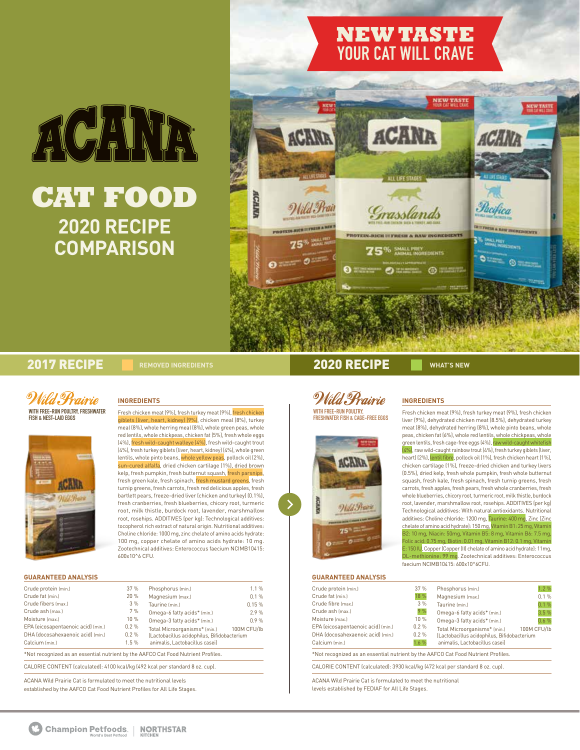# ACANA

# CAT FOOD

## 2020 RECIPE COMPARISON

NEW TASTE YOUR CAT WILL CRAVE

## 2017 RECIPE

REMOVED INGREDIENTS

### Wild Prairie

**WITH FREE-RUN POULTRY, FRESHWATER FISH & NEST-LAID EGGS**

#### INGREDIENTS

Fresh chicken meat (9%), fresh turkey meat (9%), fresh chicken giblets (liver, heart, kidney) (9%), chicken meal (8%), turkey meal (8%), whole herring meal (8%), whole green peas, whole red lentils, whole chickpeas, chicken fat (5%), fresh whole eggs (4%), fresh wild-caught walleye (4%), fresh wild-caught trout (4%), fresh turkey giblets (liver, heart, kidney) (4%), whole green lentils, whole pinto beans, whole yellow peas, pollock oil (2%), sun-cured alfalfa, dried chicken cartilage (1%), dried brown kelp, fresh pumpkin, fresh butternut squash, fresh parsnips, fresh green kale, fresh spinach, fresh mustard greens, fresh turnip greens, fresh carrots, fresh red delicious apples, fresh bartlett pears, freeze-dried liver (chicken and turkey) (0.1%), fresh cranberries, fresh blueberries, chicory root, turmeric root, milk thistle, burdock root, lavender, marshmallow root, rosehips. ADDITIVES (per kg): Technological additives: tocopherol rich extract of natural origin. Nutritional additives: Choline chloride: 1000 mg, zinc chelate of amino acids hydrate: 100 mg, copper chelate of amino acids hydrate: 10 mg. Zootechnical additives: Enterococcus faecium NCIMB10415: 600x10^6 CFU.

#### GUARANTEED ANALYSIS

| | | | |
|---|---|---|---|
| Crude protein (min.) | 37 % | Phosphorus (min.) | 1.1 % |
| Crude fat (min.) | 20 % | Magnesium (max.) | 0.1 % |
| Crude fibers (max.) | 3 % | Taurine (min.) | 0.15 % |
| Crude ash (max.) | 7 % | Omega-6 fatty acids* (min.) | 2.9 % |
| Moisture (max.) | 10 % | Omega-3 fatty acids* (min.) | 0.9 % |
| EPA (eicosapentaenoic acid) (min.) | 0.2 % | Total Microorganisms* (min.) (Lactobacillus acidophilus, Bifidobacterium animalis, Lactobacillus casei) | 100M CFU/lb |
| DHA (docosahexaenoic acid) (min.) | 0.2 % | | |
| Calcium (min.) | 1.5 % | | |

*Not recognized as an essential nutrient by the AAFCO Cat Food Nutrient Profiles.

CALORIE CONTENT (calculated): 4100 kcal/kg (492 kcal per standard 8 oz. cup).

ACANA Wild Prairie Cat is formulated to meet the nutritional levels established by the AAFCO Cat Food Nutrient Profiles for All Life Stages.

## 2020 RECIPE

WHAT'S NEW

### Wild Prairie

**WITH FREE-RUN POULTRY, FRESHWATER FISH & CAGE-FREE EGGS**

#### INGREDIENTS

Fresh chicken meat (9%), fresh turkey meat (9%), fresh chicken liver (9%), dehydrated chicken meat (8.5%), dehydrated turkey meat (8%), dehydrated herring (8%), whole pinto beans, whole peas, chicken fat (6%), whole red lentils, whole chickpeas, whole green lentils, fresh cage-free eggs (4%), raw wild-caught whitefish (4%), raw wild-caught rainbow trout (4%), fresh turkey giblets (liver, heart) (2%), lentil fibre, pollock oil (1%), fresh chicken heart (1%), chicken cartilage (1%), freeze-dried chicken and turkey livers (0.5%), dried kelp, fresh whole pumpkin, fresh whole butternut squash, fresh kale, fresh spinach, fresh turnip greens, fresh carrots, fresh apples, fresh pears, fresh whole cranberries, fresh whole blueberries, chicory root, turmeric root, milk thistle, burdock root, lavender, marshmallow root, rosehips. ADDITIVES (per kg) Technological additives: With natural antioxidants. Nutritional additives: Choline chloride: 1200 mg, Taurine: 400 mg, Zinc (Zinc chelate of amino acid hydrate): 150 mg, Vitamin B1: 25 mg, Vitamin B2: 10 mg, Niacin: 50mg, Vitamin B5: 8 mg, Vitamin B6: 7.5 mg, Folic acid: 0.75 mg, Biotin: 0.01 mg, Vitamin B12: 0.1 mg, Vitamin E: 150 IU, Copper (Copper (II) chelate of amino acid hydrate): 11mg, DL-methionine: 99 mg. Zootechnical additives: Enterococcus faecium NCIMB10415: 600x10^6CFU.

#### GUARANTEED ANALYSIS

| | | | |
|---|---|---|---|
| Crude protein (min.) | 37 % | Phosphorus (min.) | 1.2 % |
| Crude fat (min.) | 18 % | Magnesium (max.) | 0.1 % |
| Crude fibre (max.) | 3 % | Taurine (min.) | 0.1 % |
| Crude ash (max.) | 9 % | Omega-6 fatty acids* (min.) | 3.5 % |
| Moisture (max.) | 10 % | Omega-3 fatty acids* (min.) | 0.6 % |
| EPA (eicosapentaenoic acid) (min.) | 0.2 % | Total Microorganisms* (min.) (Lactobacillus acidophilus, Bifidobacterium animalis, Lactobacillus casei) | 100M CFU/lb |
| DHA (docosahexaenoic acid) (min.) | 0.2 % | | |
| Calcium (min.) | 1.6 % | | |

*Not recognized as an essential nutrient by the AAFCO Cat Food Nutrient Profiles.

CALORIE CONTENT (calculated): 3930 kcal/kg (472 kcal per standard 8 oz. cup).

ACANA Wild Prairie Cat is formulated to meet the nutritional levels established by FEDIAF for All Life Stages.

Champion Petfoods | NORTHSTAR KITCHEN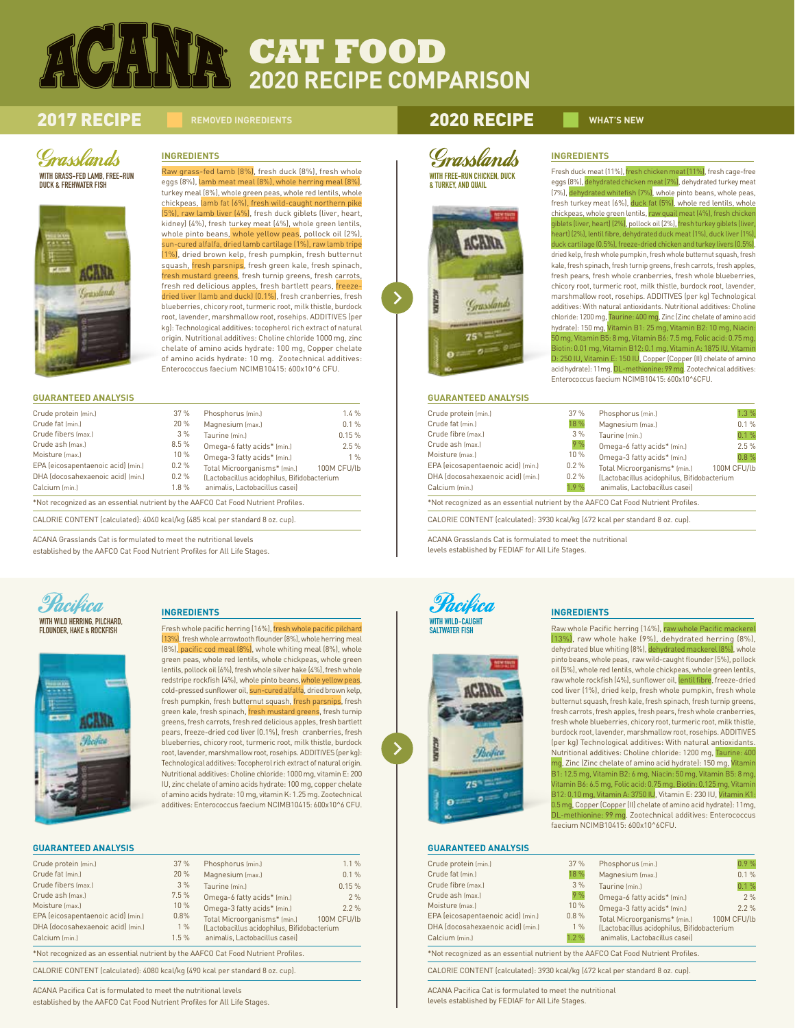# ACANA CAT FOOD 2020 RECIPE COMPARISON

## 2017 RECIPE — REMOVED INGREDIENTS

### Grasslands

WITH GRASS-FED LAMB, FREE-RUN DUCK & FRESHWATER FISH

#### INGREDIENTS

Raw grass-fed lamb (8%), fresh duck (8%), fresh whole eggs (8%), lamb meat meal (8%), whole herring meal (8%), turkey meal (8%), whole green peas, whole red lentils, whole chickpeas, lamb fat (6%), fresh wild-caught northern pike (5%), raw lamb liver (4%), fresh duck giblets (liver, heart, kidney) (4%), fresh turkey meat (4%), whole green lentils, whole pinto beans, whole yellow peas, pollock oil (2%), sun-cured alfalfa, dried lamb cartilage (1%), raw lamb tripe (1%), dried brown kelp, fresh pumpkin, fresh butternut squash, fresh parsnips, fresh green kale, fresh spinach, fresh mustard greens, fresh turnip greens, fresh carrots, fresh red delicious apples, fresh bartlett pears, freeze-dried liver (lamb and duck) (0.1%), fresh cranberries, fresh blueberries, chicory root, turmeric root, milk thistle, burdock root, lavender, marshmallow root, rosehips. ADDITIVES (per kg): Technological additives: tocopherol rich extract of natural origin. Nutritional additives: Choline chloride 1000 mg, zinc chelate of amino acids hydrate: 100 mg, Copper chelate of amino acids hydrate: 10 mg. Zootechnical additives: Enterococcus faecium NCIMB10415: 600x10^6 CFU.

#### GUARANTEED ANALYSIS

| | | | |
|---|---|---|---|
| Crude protein (min.) | 37 % | Phosphorus (min.) | 1.4 % |
| Crude fat (min.) | 20 % | Magnesium (max.) | 0.1 % |
| Crude fibers (max.) | 3 % | Taurine (min.) | 0.15 % |
| Crude ash (max.) | 8.5 % | Omega-6 fatty acids* (min.) | 2.5 % |
| Moisture (max.) | 10 % | Omega-3 fatty acids* (min.) | 1 % |
| EPA (eicosapentaenoic acid) (min.) | 0.2 % | Total Microorganisms* (min.) (Lactobacillus acidophilus, Bifidobacterium animalis, Lactobacillus casei) | 100M CFU/lb |
| DHA (docosahexaenoic acid) (min.) | 0.2 % | | |
| Calcium (min.) | 1.8 % | | |

*Not recognized as an essential nutrient by the AAFCO Cat Food Nutrient Profiles.

CALORIE CONTENT (calculated): 4040 kcal/kg (485 kcal per standard 8 oz. cup).

ACANA Grasslands Cat is formulated to meet the nutritional levels established by the AAFCO Cat Food Nutrient Profiles for All Life Stages.

## 2020 RECIPE — WHAT'S NEW

### Grasslands

WITH FREE-RUN CHICKEN, DUCK & TURKEY, AND QUAIL

#### INGREDIENTS

Fresh duck meat (11%), fresh chicken meat (11%), fresh cage-free eggs (8%), dehydrated chicken meat (7%), dehydrated turkey meat (7%), dehydrated whitefish (7%), whole pinto beans, whole peas, fresh turkey meat (6%), duck fat (5%), whole red lentils, whole chickpeas, whole green lentils, raw quail meat (4%), fresh chicken giblets (liver, heart) (2%), pollock oil (2%), fresh turkey giblets (liver, heart) (2%), lentil fibre, dehydrated duck meat (1%), duck liver (1%), duck cartilage (0.5%), freeze-dried chicken and turkey livers (0.5%), dried kelp, fresh whole pumpkin, fresh whole butternut squash, fresh kale, fresh spinach, fresh turnip greens, fresh carrots, fresh apples, fresh pears, fresh whole cranberries, fresh whole blueberries, chicory root, turmeric root, milk thistle, burdock root, lavender, marshmallow root, rosehips. ADDITIVES (per kg) Technological additives: With natural antioxidants. Nutritional additives: Choline chloride: 1200 mg, Taurine: 400 mg, Zinc (Zinc chelate of amino acid hydrate): 150 mg, Vitamin B1: 25 mg, Vitamin B2: 10 mg, Niacin: 50 mg, Vitamin B5: 8 mg, Vitamin B6: 7.5 mg, Folic acid: 0.75 mg, Biotin: 0.01 mg, Vitamin B12: 0.1 mg, Vitamin A: 1875 IU, Vitamin D: 250 IU, Vitamin E: 150 IU, Copper (Copper (II) chelate of amino acid hydrate): 11mg, DL-methionine: 99 mg. Zootechnical additives: Enterococcus faecium NCIMB10415: 600x10^6CFU.

#### GUARANTEED ANALYSIS

| | | | |
|---|---|---|---|
| Crude protein (min.) | 37 % | Phosphorus (min.) | 1.3 % |
| Crude fat (min.) | 18 % | Magnesium (max.) | 0.1 % |
| Crude fibre (max.) | 3 % | Taurine (min.) | 0.1 % |
| Crude ash (max.) | 9 % | Omega-6 fatty acids* (min.) | 2.5 % |
| Moisture (max.) | 10 % | Omega-3 fatty acids* (min.) | 0.8 % |
| EPA (eicosapentaenoic acid) (min.) | 0.2 % | Total Microorganisms* (min.) (Lactobacillus acidophilus, Bifidobacterium animalis, Lactobacillus casei) | 100M CFU/lb |
| DHA (docosahexaenoic acid) (min.) | 0.2 % | | |
| Calcium (min.) | 1.9 % | | |

*Not recognized as an essential nutrient by the AAFCO Cat Food Nutrient Profiles.

CALORIE CONTENT (calculated): 3930 kcal/kg (472 kcal per standard 8 oz. cup).

ACANA Grasslands Cat is formulated to meet the nutritional levels established by FEDIAF for All Life Stages.

## 2017 RECIPE — REMOVED INGREDIENTS

### Pacifica

WITH WILD HERRING, PILCHARD, FLOUNDER, HAKE & ROCKFISH

#### INGREDIENTS

Fresh whole pacific herring (16%), fresh whole pacific pilchard (13%), fresh whole arrowtooth flounder (8%), whole herring meal (8%), pacific cod meal (8%), whole whiting meal (8%), whole green peas, whole red lentils, whole chickpeas, whole green lentils, pollock oil (6%), fresh whole silver hake (4%), fresh whole redstripe rockfish (4%), whole pinto beans, whole yellow peas, cold-pressed sunflower oil, sun-cured alfalfa, dried brown kelp, fresh pumpkin, fresh butternut squash, fresh parsnips, fresh green kale, fresh spinach, fresh mustard greens, fresh turnip greens, fresh carrots, fresh red delicious apples, fresh bartlett pears, freeze-dried cod liver (0.1%), fresh cranberries, fresh blueberries, chicory root, turmeric root, milk thistle, burdock root, lavender, marshmallow root, rosehips. ADDITIVES (per kg): Technological additives: Tocopherol rich extract of natural origin. Nutritional additives: Choline chloride: 1000 mg, vitamin E: 200 IU, zinc chelate of amino acids hydrate: 100 mg, copper chelate of amino acids hydrate: 10 mg, vitamin K: 1.25 mg. Zootechnical additives: Enterococcus faecium NCIMB10415: 600x10^6 CFU.

#### GUARANTEED ANALYSIS

| | | | |
|---|---|---|---|
| Crude protein (min.) | 37 % | Phosphorus (min.) | 1.1 % |
| Crude fat (min.) | 20 % | Magnesium (max.) | 0.1 % |
| Crude fibres (max.) | 3 % | Taurine (min.) | 0.15 % |
| Crude ash (max.) | 7.5 % | Omega-6 fatty acids* (min.) | 2 % |
| Moisture (max.) | 10 % | Omega-3 fatty acids* (min.) | 2.2 % |
| EPA (eicosapentaenoic acid) (min.) | 0.8% | Total Microorganisms* (min.) (Lactobacillus acidophilus, Bifidobacterium animalis, Lactobacillus casei) | 100M CFU/lb |
| DHA (docosahexaenoic acid) (min.) | 1 % | | |
| Calcium (min.) | 1.5 % | | |

*Not recognized as an essential nutrient by the AAFCO Cat Food Nutrient Profiles.

CALORIE CONTENT (calculated): 4080 kcal/kg (490 kcal per standard 8 oz. cup).

ACANA Pacifica Cat is formulated to meet the nutritional levels established by the AAFCO Cat Food Nutrient Profiles for All Life Stages.

## 2020 RECIPE — WHAT'S NEW

### Pacifica

WITH WILD-CAUGHT SALTWATER FISH

#### INGREDIENTS

Raw whole Pacific herring (14%), raw whole Pacific mackerel (13%), raw whole hake (9%), dehydrated herring (8%), dehydrated blue whiting (8%), dehydrated mackerel (8%), whole pinto beans, whole peas, raw wild-caught flounder (5%), pollock oil (5%), whole red lentils, whole chickpeas, whole green lentils, raw whole rockfish (4%), sunflower oil, lentil fibre, freeze-dried cod liver (1%), dried kelp, fresh whole pumpkin, fresh whole butternut squash, fresh kale, fresh spinach, fresh turnip greens, fresh carrots, fresh apples, fresh pears, fresh whole cranberries, fresh whole blueberries, chicory root, turmeric root, milk thistle, burdock root, lavender, marshmallow root, rosehips. ADDITIVES (per kg) Technological additives: With natural antioxidants. Nutritional additives: Choline chloride: 1200 mg, Taurine: 400 mg, Zinc (Zinc chelate of amino acid hydrate): 150 mg, Vitamin B1: 12.5 mg, Vitamin B2: 6 mg, Niacin: 50 mg, Vitamin B5: 8 mg, Vitamin B6: 6.5 mg, Folic acid: 0.75 mg, Biotin: 0.125 mg, Vitamin B12: 0.10 mg, Vitamin A: 3750 IU, Vitamin E: 230 IU, Vitamin K1: 0.5 mg, Copper (Copper (II) chelate of amino acid hydrate): 11mg, DL-methionine: 99 mg. Zootechnical additives: Enterococcus faecium NCIMB10415: 600x10^6CFU.

#### GUARANTEED ANALYSIS

| | | | |
|---|---|---|---|
| Crude protein (min.) | 37 % | Phosphorus (min.) | 0.9 % |
| Crude fat (min.) | 18 % | Magnesium (max.) | 0.1 % |
| Crude fibre (max.) | 3 % | Taurine (min.) | 0.1 % |
| Crude ash (max.) | 9 % | Omega-6 fatty acids* (min.) | 2 % |
| Moisture (max.) | 10 % | Omega-3 fatty acids* (min.) | 2.2 % |
| EPA (eicosapentaenoic acid) (min.) | 0.8 % | Total Microorganisms* (min.) (Lactobacillus acidophilus, Bifidobacterium animalis, Lactobacillus casei) | 100M CFU/lb |
| DHA (docosahexaenoic acid) (min.) | 1 % | | |
| Calcium (min.) | 1.2 % | | |

*Not recognized as an essential nutrient by the AAFCO Cat Food Nutrient Profiles.

CALORIE CONTENT (calculated): 3930 kcal/kg (472 kcal per standard 8 oz. cup).

ACANA Pacifica Cat is formulated to meet the nutritional levels established by FEDIAF for All Life Stages.